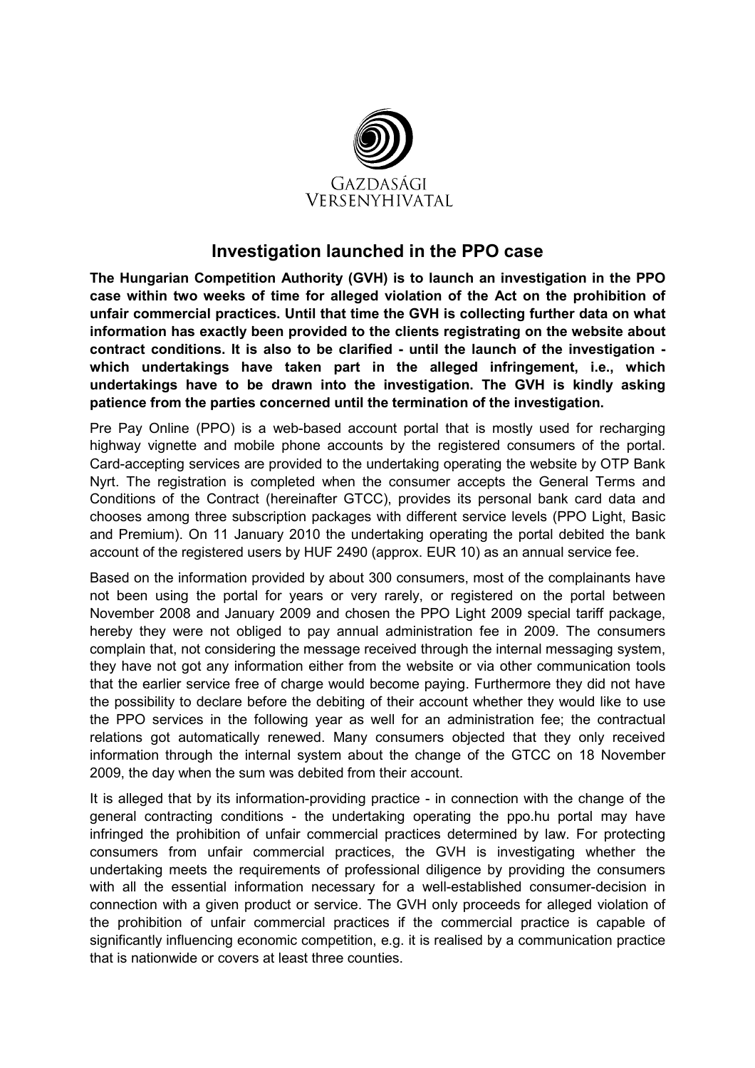GAZDASÁGI VERSENYHIVATAL

# Investigation launched in the PPO case

**The Hungarian Competition Authority (GVH) is to launch an investigation in the PPO case within two weeks of time for alleged violation of the Act on the prohibition of unfair commercial practices. Until that time the GVH is collecting further data on what information has exactly been provided to the clients registrating on the website about contract conditions. It is also to be clarified - until the launch of the investigation - which undertakings have taken part in the alleged infringement, i.e., which undertakings have to be drawn into the investigation. The GVH is kindly asking patience from the parties concerned until the termination of the investigation.**

Pre Pay Online (PPO) is a web-based account portal that is mostly used for recharging highway vignette and mobile phone accounts by the registered consumers of the portal. Card-accepting services are provided to the undertaking operating the website by OTP Bank Nyrt. The registration is completed when the consumer accepts the General Terms and Conditions of the Contract (hereinafter GTCC), provides its personal bank card data and chooses among three subscription packages with different service levels (PPO Light, Basic and Premium). On 11 January 2010 the undertaking operating the portal debited the bank account of the registered users by HUF 2490 (approx. EUR 10) as an annual service fee.

Based on the information provided by about 300 consumers, most of the complainants have not been using the portal for years or very rarely, or registered on the portal between November 2008 and January 2009 and chosen the PPO Light 2009 special tariff package, hereby they were not obliged to pay annual administration fee in 2009. The consumers complain that, not considering the message received through the internal messaging system, they have not got any information either from the website or via other communication tools that the earlier service free of charge would become paying. Furthermore they did not have the possibility to declare before the debiting of their account whether they would like to use the PPO services in the following year as well for an administration fee; the contractual relations got automatically renewed. Many consumers objected that they only received information through the internal system about the change of the GTCC on 18 November 2009, the day when the sum was debited from their account.

It is alleged that by its information-providing practice - in connection with the change of the general contracting conditions - the undertaking operating the ppo.hu portal may have infringed the prohibition of unfair commercial practices determined by law. For protecting consumers from unfair commercial practices, the GVH is investigating whether the undertaking meets the requirements of professional diligence by providing the consumers with all the essential information necessary for a well-established consumer-decision in connection with a given product or service. The GVH only proceeds for alleged violation of the prohibition of unfair commercial practices if the commercial practice is capable of significantly influencing economic competition, e.g. it is realised by a communication practice that is nationwide or covers at least three counties.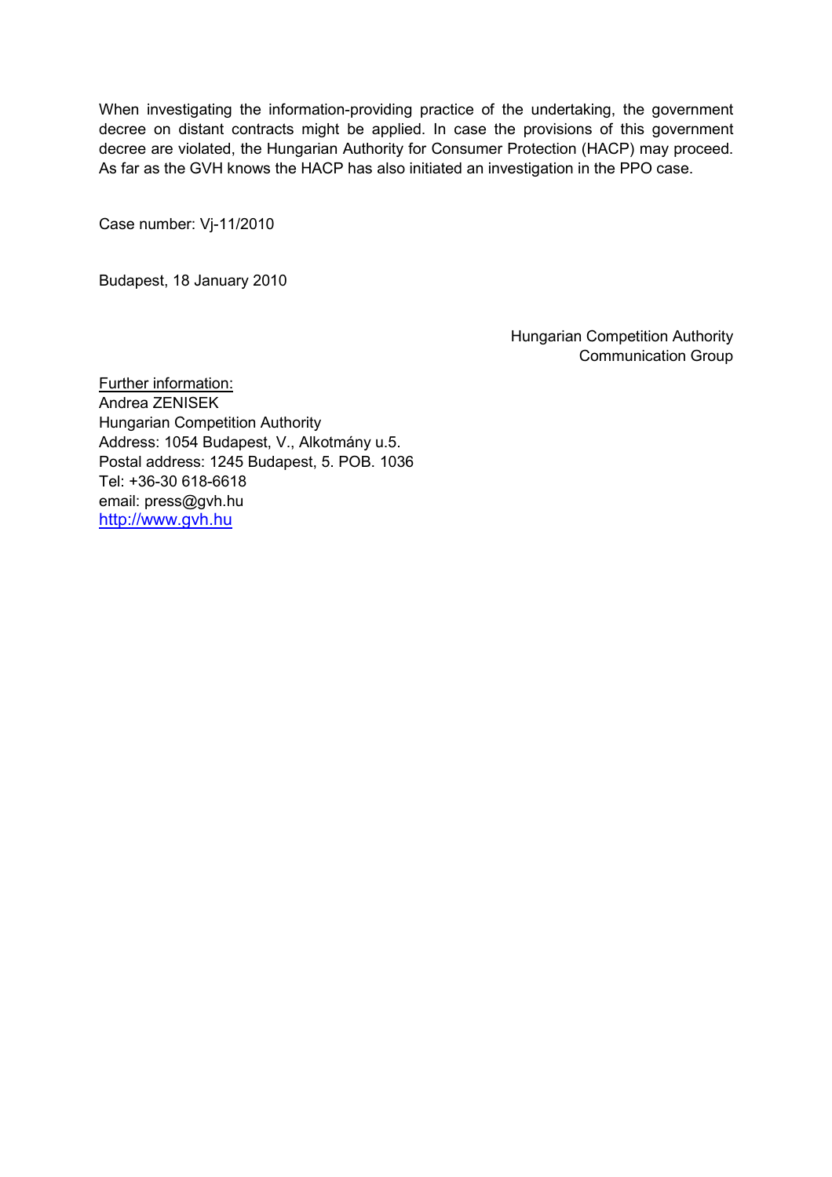When investigating the information-providing practice of the undertaking, the government decree on distant contracts might be applied. In case the provisions of this government decree are violated, the Hungarian Authority for Consumer Protection (HACP) may proceed. As far as the GVH knows the HACP has also initiated an investigation in the PPO case.

Case number: Vj-11/2010

Budapest, 18 January 2010

Hungarian Competition Authority
Communication Group

Further information:
Andrea ZENISEK
Hungarian Competition Authority
Address: 1054 Budapest, V., Alkotmány u.5.
Postal address: 1245 Budapest, 5. POB. 1036
Tel: +36-30 618-6618
email: press@gvh.hu
http://www.gvh.hu